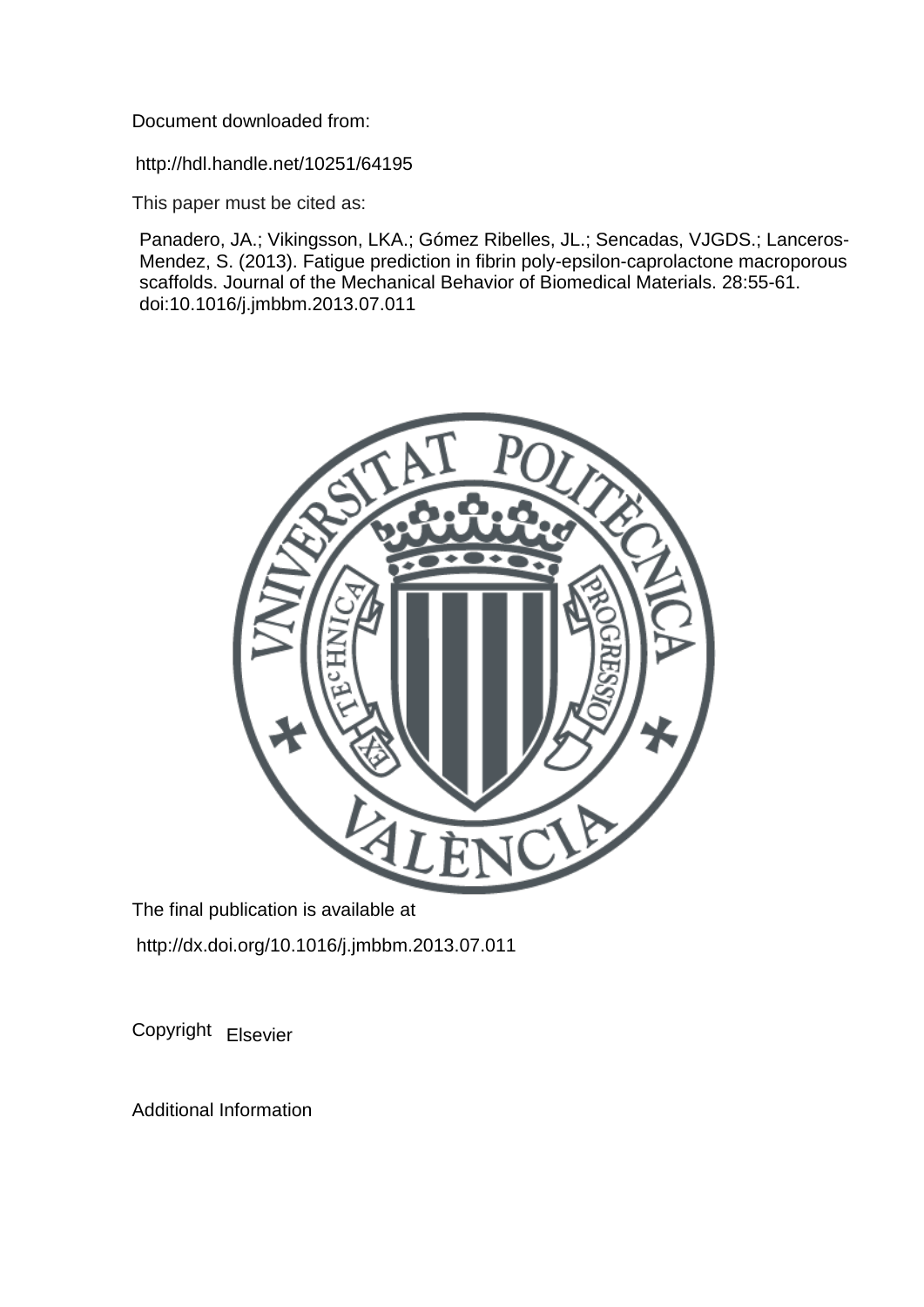Document downloaded from:

http://hdl.handle.net/10251/64195

This paper must be cited as:

Panadero, JA.; Vikingsson, LKA.; Gómez Ribelles, JL.; Sencadas, VJGDS.; Lanceros-Mendez, S. (2013). Fatigue prediction in fibrin poly-epsilon-caprolactone macroporous scaffolds. Journal of the Mechanical Behavior of Biomedical Materials. 28:55-61. doi:10.1016/j.jmbbm.2013.07.011

The final publication is available at

http://dx.doi.org/10.1016/j.jmbbm.2013.07.011

Copyright Elsevier

Additional Information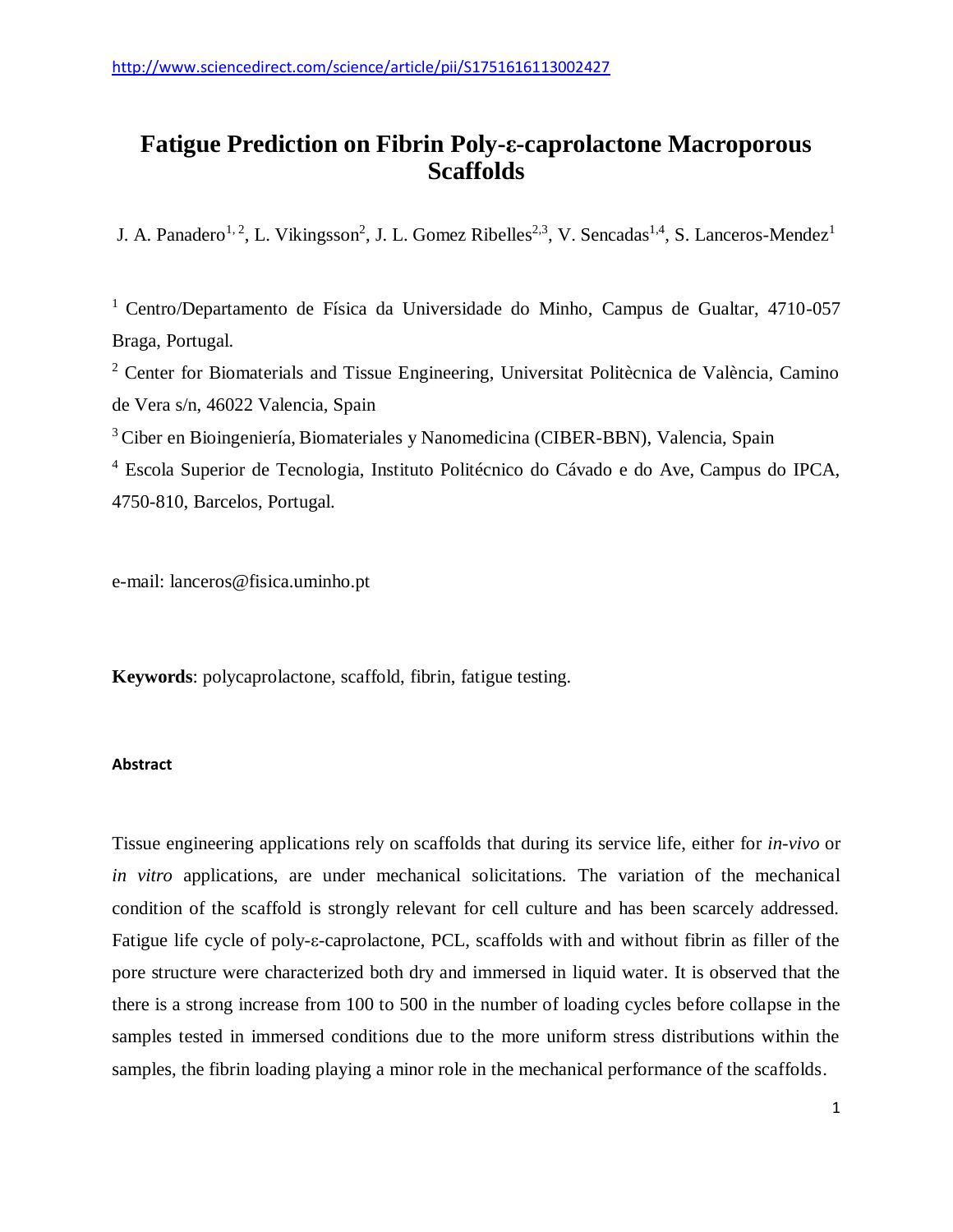http://www.sciencedirect.com/science/article/pii/S1751616113002427

# Fatigue Prediction on Fibrin Poly-ε-caprolactone Macroporous Scaffolds

J. A. Panadero[1, 2], L. Vikingsson[2], J. L. Gomez Ribelles[2,3], V. Sencadas[1,4], S. Lanceros-Mendez[1]

[1] Centro/Departamento de Física da Universidade do Minho, Campus de Gualtar, 4710-057 Braga, Portugal.

[2] Center for Biomaterials and Tissue Engineering, Universitat Politècnica de València, Camino de Vera s/n, 46022 Valencia, Spain

[3] Ciber en Bioingeniería, Biomateriales y Nanomedicina (CIBER-BBN), Valencia, Spain

[4] Escola Superior de Tecnologia, Instituto Politécnico do Cávado e do Ave, Campus do IPCA, 4750-810, Barcelos, Portugal.

e-mail: lanceros@fisica.uminho.pt

**Keywords**: polycaprolactone, scaffold, fibrin, fatigue testing.

#### Abstract

Tissue engineering applications rely on scaffolds that during its service life, either for *in-vivo* or *in vitro* applications, are under mechanical solicitations. The variation of the mechanical condition of the scaffold is strongly relevant for cell culture and has been scarcely addressed. Fatigue life cycle of poly-ε-caprolactone, PCL, scaffolds with and without fibrin as filler of the pore structure were characterized both dry and immersed in liquid water. It is observed that the there is a strong increase from 100 to 500 in the number of loading cycles before collapse in the samples tested in immersed conditions due to the more uniform stress distributions within the samples, the fibrin loading playing a minor role in the mechanical performance of the scaffolds.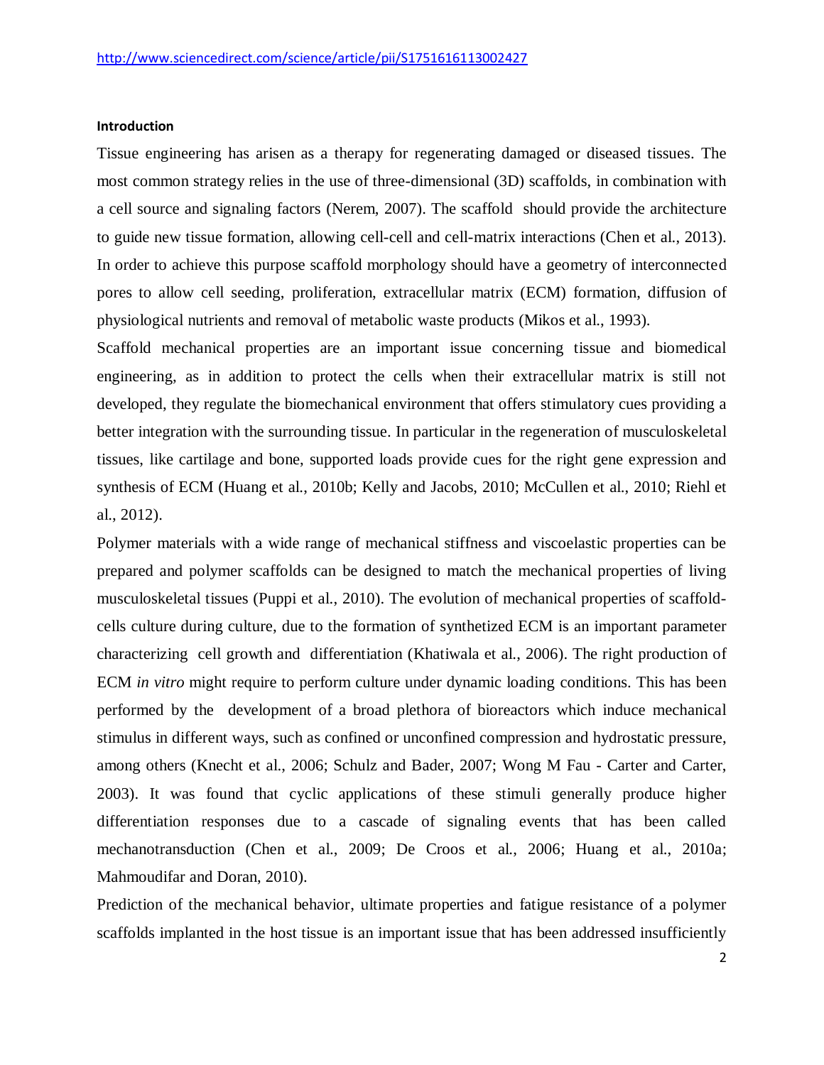http://www.sciencedirect.com/science/article/pii/S1751616113002427

#### Introduction

Tissue engineering has arisen as a therapy for regenerating damaged or diseased tissues. The most common strategy relies in the use of three-dimensional (3D) scaffolds, in combination with a cell source and signaling factors (Nerem, 2007). The scaffold should provide the architecture to guide new tissue formation, allowing cell-cell and cell-matrix interactions (Chen et al., 2013). In order to achieve this purpose scaffold morphology should have a geometry of interconnected pores to allow cell seeding, proliferation, extracellular matrix (ECM) formation, diffusion of physiological nutrients and removal of metabolic waste products (Mikos et al., 1993).

Scaffold mechanical properties are an important issue concerning tissue and biomedical engineering, as in addition to protect the cells when their extracellular matrix is still not developed, they regulate the biomechanical environment that offers stimulatory cues providing a better integration with the surrounding tissue. In particular in the regeneration of musculoskeletal tissues, like cartilage and bone, supported loads provide cues for the right gene expression and synthesis of ECM (Huang et al., 2010b; Kelly and Jacobs, 2010; McCullen et al., 2010; Riehl et al., 2012).

Polymer materials with a wide range of mechanical stiffness and viscoelastic properties can be prepared and polymer scaffolds can be designed to match the mechanical properties of living musculoskeletal tissues (Puppi et al., 2010). The evolution of mechanical properties of scaffold-cells culture during culture, due to the formation of synthetized ECM is an important parameter characterizing cell growth and differentiation (Khatiwala et al., 2006). The right production of ECM *in vitro* might require to perform culture under dynamic loading conditions. This has been performed by the development of a broad plethora of bioreactors which induce mechanical stimulus in different ways, such as confined or unconfined compression and hydrostatic pressure, among others (Knecht et al., 2006; Schulz and Bader, 2007; Wong M Fau - Carter and Carter, 2003). It was found that cyclic applications of these stimuli generally produce higher differentiation responses due to a cascade of signaling events that has been called mechanotransduction (Chen et al., 2009; De Croos et al., 2006; Huang et al., 2010a; Mahmoudifar and Doran, 2010).

Prediction of the mechanical behavior, ultimate properties and fatigue resistance of a polymer scaffolds implanted in the host tissue is an important issue that has been addressed insufficiently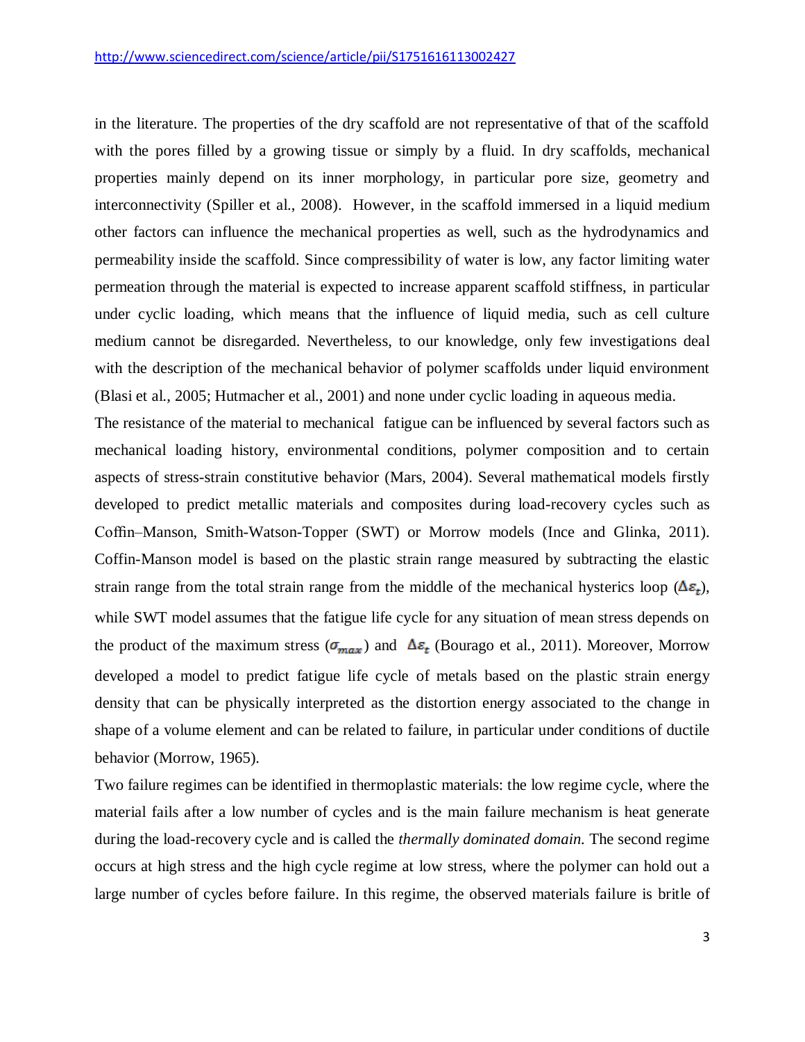in the literature. The properties of the dry scaffold are not representative of that of the scaffold with the pores filled by a growing tissue or simply by a fluid. In dry scaffolds, mechanical properties mainly depend on its inner morphology, in particular pore size, geometry and interconnectivity (Spiller et al., 2008). However, in the scaffold immersed in a liquid medium other factors can influence the mechanical properties as well, such as the hydrodynamics and permeability inside the scaffold. Since compressibility of water is low, any factor limiting water permeation through the material is expected to increase apparent scaffold stiffness, in particular under cyclic loading, which means that the influence of liquid media, such as cell culture medium cannot be disregarded. Nevertheless, to our knowledge, only few investigations deal with the description of the mechanical behavior of polymer scaffolds under liquid environment (Blasi et al., 2005; Hutmacher et al., 2001) and none under cyclic loading in aqueous media.

The resistance of the material to mechanical fatigue can be influenced by several factors such as mechanical loading history, environmental conditions, polymer composition and to certain aspects of stress-strain constitutive behavior (Mars, 2004). Several mathematical models firstly developed to predict metallic materials and composites during load-recovery cycles such as Coffin–Manson, Smith-Watson-Topper (SWT) or Morrow models (Ince and Glinka, 2011). Coffin-Manson model is based on the plastic strain range measured by subtracting the elastic strain range from the total strain range from the middle of the mechanical hysterics loop ($\Delta\varepsilon_t$), while SWT model assumes that the fatigue life cycle for any situation of mean stress depends on the product of the maximum stress ($\sigma_{max}$) and $\Delta\varepsilon_t$ (Bourago et al., 2011). Moreover, Morrow developed a model to predict fatigue life cycle of metals based on the plastic strain energy density that can be physically interpreted as the distortion energy associated to the change in shape of a volume element and can be related to failure, in particular under conditions of ductile behavior (Morrow, 1965).

Two failure regimes can be identified in thermoplastic materials: the low regime cycle, where the material fails after a low number of cycles and is the main failure mechanism is heat generate during the load-recovery cycle and is called the *thermally dominated domain.* The second regime occurs at high stress and the high cycle regime at low stress, where the polymer can hold out a large number of cycles before failure. In this regime, the observed materials failure is britle of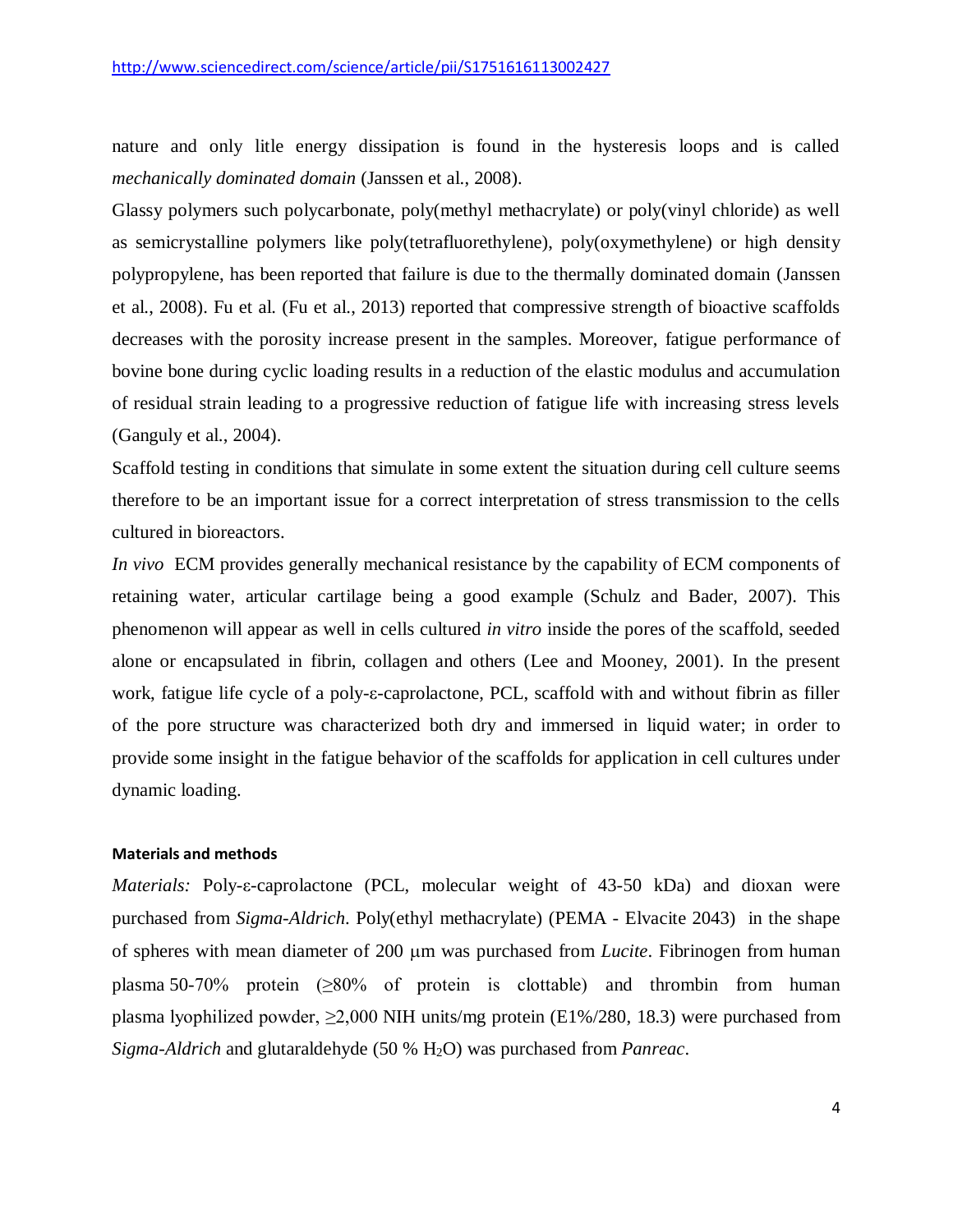nature and only litle energy dissipation is found in the hysteresis loops and is called *mechanically dominated domain* (Janssen et al., 2008).

Glassy polymers such polycarbonate, poly(methyl methacrylate) or poly(vinyl chloride) as well as semicrystalline polymers like poly(tetrafluorethylene), poly(oxymethylene) or high density polypropylene, has been reported that failure is due to the thermally dominated domain (Janssen et al., 2008). Fu et al. (Fu et al., 2013) reported that compressive strength of bioactive scaffolds decreases with the porosity increase present in the samples. Moreover, fatigue performance of bovine bone during cyclic loading results in a reduction of the elastic modulus and accumulation of residual strain leading to a progressive reduction of fatigue life with increasing stress levels (Ganguly et al., 2004).

Scaffold testing in conditions that simulate in some extent the situation during cell culture seems therefore to be an important issue for a correct interpretation of stress transmission to the cells cultured in bioreactors.

*In vivo* ECM provides generally mechanical resistance by the capability of ECM components of retaining water, articular cartilage being a good example (Schulz and Bader, 2007). This phenomenon will appear as well in cells cultured *in vitro* inside the pores of the scaffold, seeded alone or encapsulated in fibrin, collagen and others (Lee and Mooney, 2001). In the present work, fatigue life cycle of a poly-ε-caprolactone, PCL, scaffold with and without fibrin as filler of the pore structure was characterized both dry and immersed in liquid water; in order to provide some insight in the fatigue behavior of the scaffolds for application in cell cultures under dynamic loading.

#### Materials and methods

*Materials:* Poly-ε-caprolactone (PCL, molecular weight of 43-50 kDa) and dioxan were purchased from *Sigma-Aldrich*. Poly(ethyl methacrylate) (PEMA - Elvacite 2043) in the shape of spheres with mean diameter of 200 μm was purchased from *Lucite*. Fibrinogen from human plasma 50-70% protein (≥80% of protein is clottable) and thrombin from human plasma lyophilized powder, ≥2,000 NIH units/mg protein (E1%/280, 18.3) were purchased from *Sigma-Aldrich* and glutaraldehyde (50 % $H_2O$) was purchased from *Panreac*.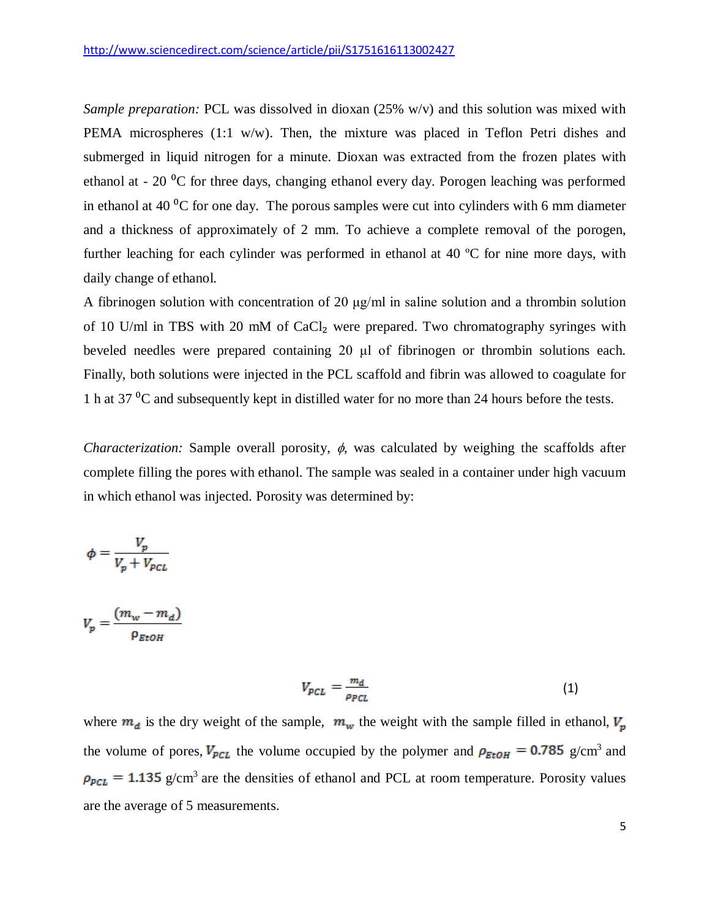http://www.sciencedirect.com/science/article/pii/S1751616113002427

*Sample preparation:* PCL was dissolved in dioxan (25% w/v) and this solution was mixed with PEMA microspheres (1:1 w/w). Then, the mixture was placed in Teflon Petri dishes and submerged in liquid nitrogen for a minute. Dioxan was extracted from the frozen plates with ethanol at - 20 $^{0}$C for three days, changing ethanol every day. Porogen leaching was performed in ethanol at 40 $^{0}$C for one day. The porous samples were cut into cylinders with 6 mm diameter and a thickness of approximately of 2 mm. To achieve a complete removal of the porogen, further leaching for each cylinder was performed in ethanol at 40 ºC for nine more days, with daily change of ethanol.

A fibrinogen solution with concentration of 20 μg/ml in saline solution and a thrombin solution of 10 U/ml in TBS with 20 mM of $CaCl_2$ were prepared. Two chromatography syringes with beveled needles were prepared containing 20 μl of fibrinogen or thrombin solutions each. Finally, both solutions were injected in the PCL scaffold and fibrin was allowed to coagulate for 1 h at 37 $^{0}$C and subsequently kept in distilled water for no more than 24 hours before the tests.

*Characterization:* Sample overall porosity, $\phi$, was calculated by weighing the scaffolds after complete filling the pores with ethanol. The sample was sealed in a container under high vacuum in which ethanol was injected. Porosity was determined by:

$$\phi = \frac{V_p}{V_p + V_{PCL}}$$

$$V_p = \frac{(m_w - m_d)}{\rho_{EtOH}}$$

$$V_{PCL} = \frac{m_d}{\rho_{PCL}} \tag{1}$$

where $m_d$ is the dry weight of the sample, $m_w$ the weight with the sample filled in ethanol, $V_p$ the volume of pores, $V_{PCL}$ the volume occupied by the polymer and $\rho_{EtOH} = 0.785$ g/cm$^3$ and $\rho_{PCL} = 1.135$ g/cm$^3$ are the densities of ethanol and PCL at room temperature. Porosity values are the average of 5 measurements.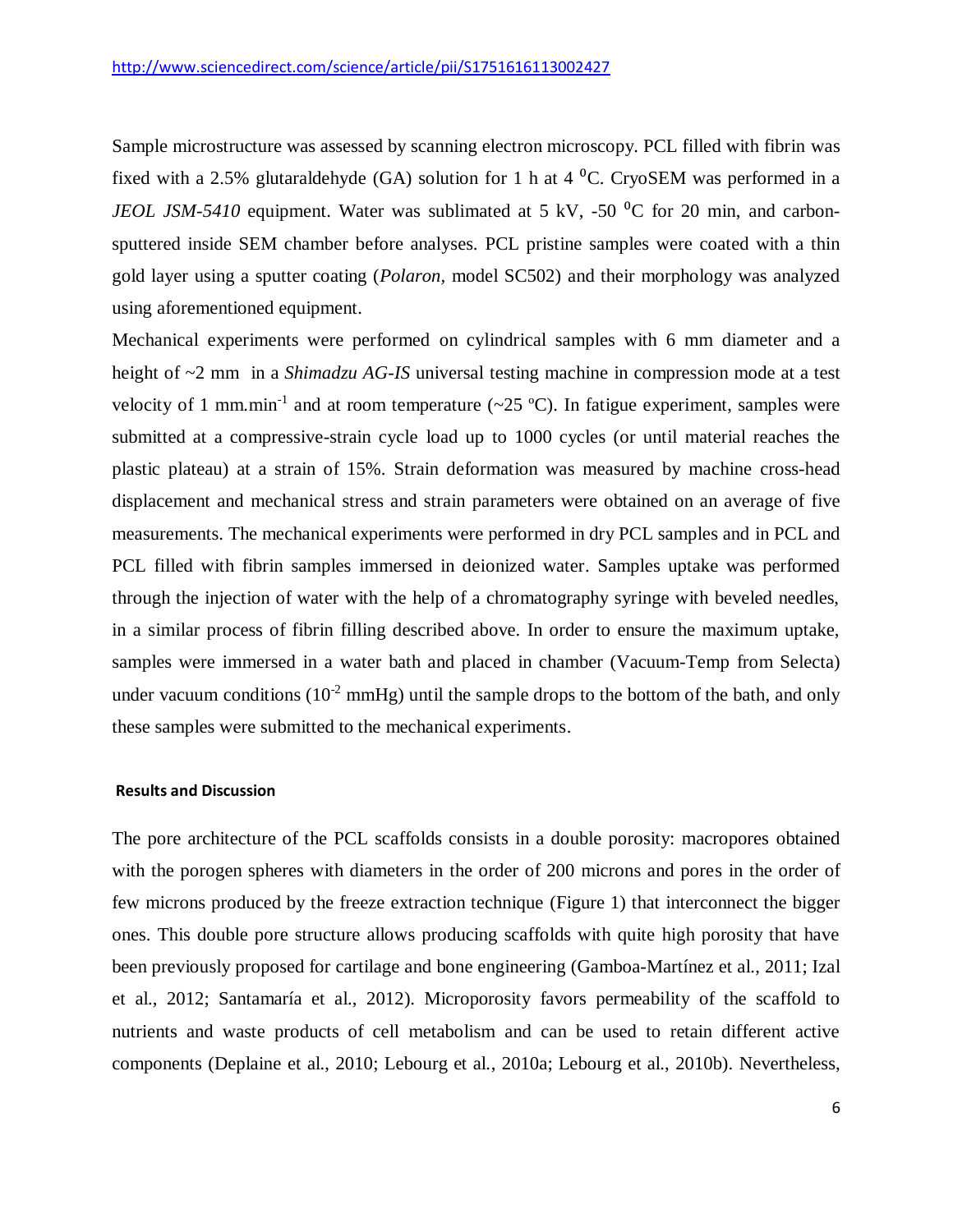Sample microstructure was assessed by scanning electron microscopy. PCL filled with fibrin was fixed with a 2.5% glutaraldehyde (GA) solution for 1 h at 4 $^0$C. CryoSEM was performed in a *JEOL JSM-5410* equipment. Water was sublimated at 5 kV, -50 $^0$C for 20 min, and carbon-sputtered inside SEM chamber before analyses. PCL pristine samples were coated with a thin gold layer using a sputter coating (*Polaron*, model SC502) and their morphology was analyzed using aforementioned equipment.

Mechanical experiments were performed on cylindrical samples with 6 mm diameter and a height of ~2 mm in a *Shimadzu AG-IS* universal testing machine in compression mode at a test velocity of 1 mm.min$^{-1}$ and at room temperature (~25 ºC). In fatigue experiment, samples were submitted at a compressive-strain cycle load up to 1000 cycles (or until material reaches the plastic plateau) at a strain of 15%. Strain deformation was measured by machine cross-head displacement and mechanical stress and strain parameters were obtained on an average of five measurements. The mechanical experiments were performed in dry PCL samples and in PCL and PCL filled with fibrin samples immersed in deionized water. Samples uptake was performed through the injection of water with the help of a chromatography syringe with beveled needles, in a similar process of fibrin filling described above. In order to ensure the maximum uptake, samples were immersed in a water bath and placed in chamber (Vacuum-Temp from Selecta) under vacuum conditions ($10^{-2}$ mmHg) until the sample drops to the bottom of the bath, and only these samples were submitted to the mechanical experiments.

## Results and Discussion

The pore architecture of the PCL scaffolds consists in a double porosity: macropores obtained with the porogen spheres with diameters in the order of 200 microns and pores in the order of few microns produced by the freeze extraction technique (Figure 1) that interconnect the bigger ones. This double pore structure allows producing scaffolds with quite high porosity that have been previously proposed for cartilage and bone engineering (Gamboa-Martínez et al., 2011; Izal et al., 2012; Santamaría et al., 2012). Microporosity favors permeability of the scaffold to nutrients and waste products of cell metabolism and can be used to retain different active components (Deplaine et al., 2010; Lebourg et al., 2010a; Lebourg et al., 2010b). Nevertheless,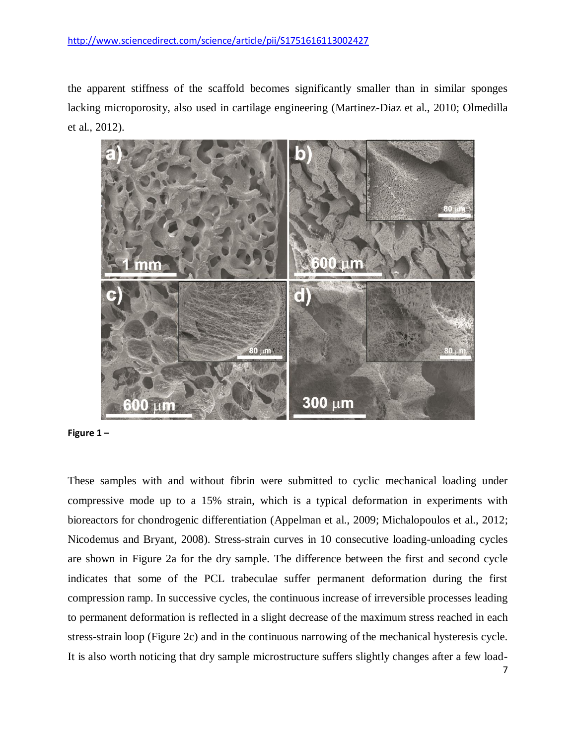http://www.sciencedirect.com/science/article/pii/S1751616113002427

the apparent stiffness of the scaffold becomes significantly smaller than in similar sponges lacking microporosity, also used in cartilage engineering (Martinez-Diaz et al., 2010; Olmedilla et al., 2012).

**Figure 1 –**

These samples with and without fibrin were submitted to cyclic mechanical loading under compressive mode up to a 15% strain, which is a typical deformation in experiments with bioreactors for chondrogenic differentiation (Appelman et al., 2009; Michalopoulos et al., 2012; Nicodemus and Bryant, 2008). Stress-strain curves in 10 consecutive loading-unloading cycles are shown in Figure 2a for the dry sample. The difference between the first and second cycle indicates that some of the PCL trabeculae suffer permanent deformation during the first compression ramp. In successive cycles, the continuous increase of irreversible processes leading to permanent deformation is reflected in a slight decrease of the maximum stress reached in each stress-strain loop (Figure 2c) and in the continuous narrowing of the mechanical hysteresis cycle. It is also worth noticing that dry sample microstructure suffers slightly changes after a few load-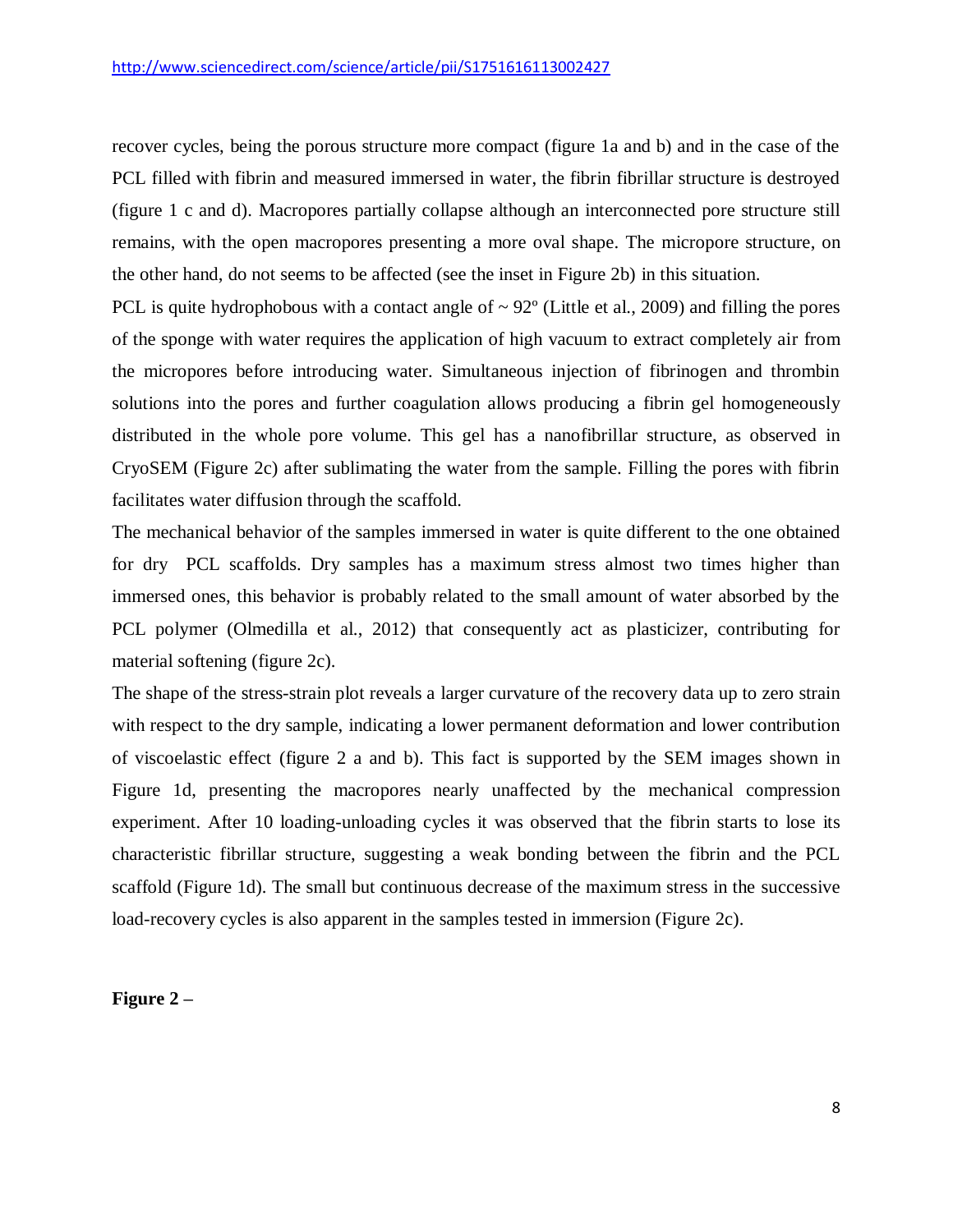recover cycles, being the porous structure more compact (figure 1a and b) and in the case of the PCL filled with fibrin and measured immersed in water, the fibrin fibrillar structure is destroyed (figure 1 c and d). Macropores partially collapse although an interconnected pore structure still remains, with the open macropores presenting a more oval shape. The micropore structure, on the other hand, do not seems to be affected (see the inset in Figure 2b) in this situation.

PCL is quite hydrophobous with a contact angle of ~ 92º (Little et al., 2009) and filling the pores of the sponge with water requires the application of high vacuum to extract completely air from the micropores before introducing water. Simultaneous injection of fibrinogen and thrombin solutions into the pores and further coagulation allows producing a fibrin gel homogeneously distributed in the whole pore volume. This gel has a nanofibrillar structure, as observed in CryoSEM (Figure 2c) after sublimating the water from the sample. Filling the pores with fibrin facilitates water diffusion through the scaffold.

The mechanical behavior of the samples immersed in water is quite different to the one obtained for dry PCL scaffolds. Dry samples has a maximum stress almost two times higher than immersed ones, this behavior is probably related to the small amount of water absorbed by the PCL polymer (Olmedilla et al., 2012) that consequently act as plasticizer, contributing for material softening (figure 2c).

The shape of the stress-strain plot reveals a larger curvature of the recovery data up to zero strain with respect to the dry sample, indicating a lower permanent deformation and lower contribution of viscoelastic effect (figure 2 a and b). This fact is supported by the SEM images shown in Figure 1d, presenting the macropores nearly unaffected by the mechanical compression experiment. After 10 loading-unloading cycles it was observed that the fibrin starts to lose its characteristic fibrillar structure, suggesting a weak bonding between the fibrin and the PCL scaffold (Figure 1d). The small but continuous decrease of the maximum stress in the successive load-recovery cycles is also apparent in the samples tested in immersion (Figure 2c).

**Figure 2 –**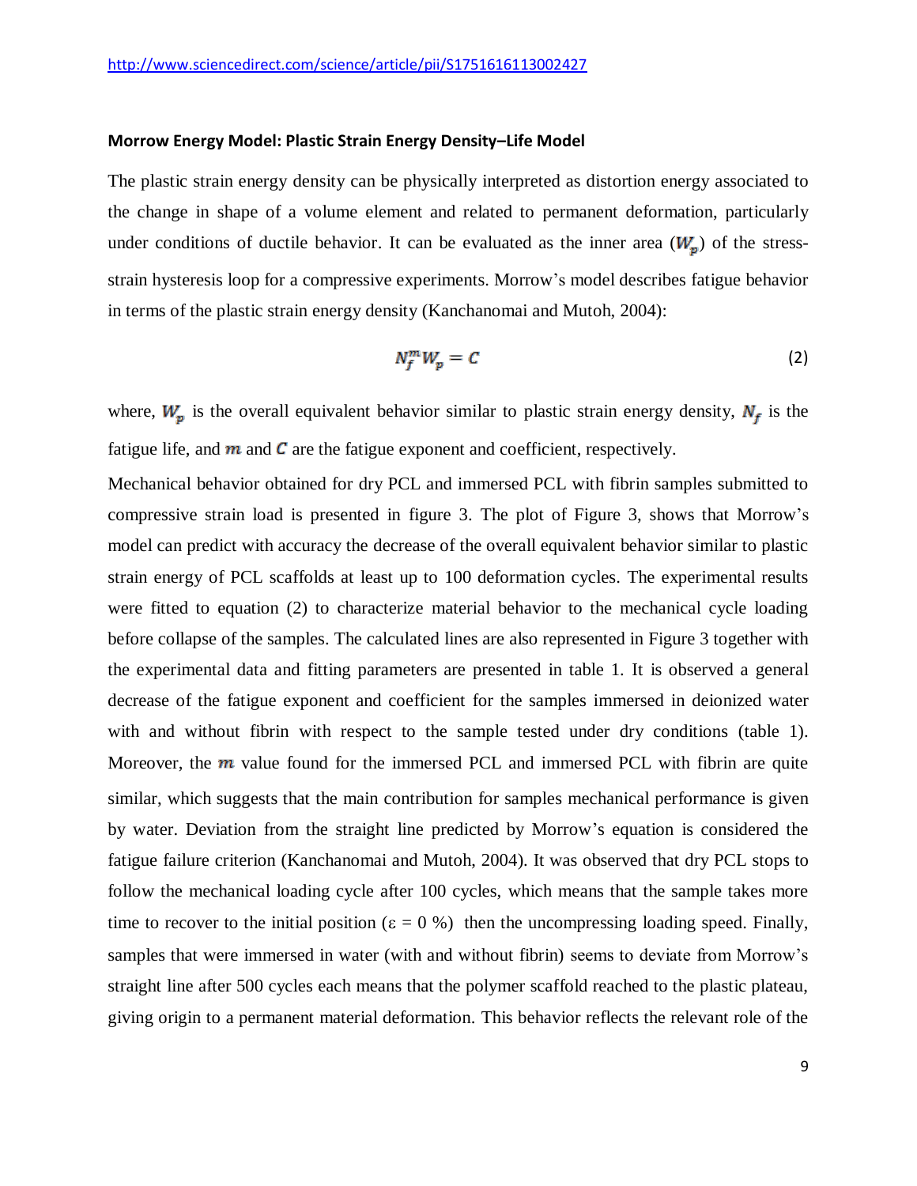http://www.sciencedirect.com/science/article/pii/S1751616113002427

### Morrow Energy Model: Plastic Strain Energy Density–Life Model

The plastic strain energy density can be physically interpreted as distortion energy associated to the change in shape of a volume element and related to permanent deformation, particularly under conditions of ductile behavior. It can be evaluated as the inner area ($W_p$) of the stress-strain hysteresis loop for a compressive experiments. Morrow's model describes fatigue behavior in terms of the plastic strain energy density (Kanchanomai and Mutoh, 2004):

$$N_f^m W_p = C \tag{2}$$

where, $W_p$ is the overall equivalent behavior similar to plastic strain energy density, $N_f$ is the fatigue life, and $m$ and $C$ are the fatigue exponent and coefficient, respectively.

Mechanical behavior obtained for dry PCL and immersed PCL with fibrin samples submitted to compressive strain load is presented in figure 3. The plot of Figure 3, shows that Morrow's model can predict with accuracy the decrease of the overall equivalent behavior similar to plastic strain energy of PCL scaffolds at least up to 100 deformation cycles. The experimental results were fitted to equation (2) to characterize material behavior to the mechanical cycle loading before collapse of the samples. The calculated lines are also represented in Figure 3 together with the experimental data and fitting parameters are presented in table 1. It is observed a general decrease of the fatigue exponent and coefficient for the samples immersed in deionized water with and without fibrin with respect to the sample tested under dry conditions (table 1). Moreover, the $m$ value found for the immersed PCL and immersed PCL with fibrin are quite similar, which suggests that the main contribution for samples mechanical performance is given by water. Deviation from the straight line predicted by Morrow's equation is considered the fatigue failure criterion (Kanchanomai and Mutoh, 2004). It was observed that dry PCL stops to follow the mechanical loading cycle after 100 cycles, which means that the sample takes more time to recover to the initial position ($\varepsilon = 0$ %) then the uncompressing loading speed. Finally, samples that were immersed in water (with and without fibrin) seems to deviate from Morrow's straight line after 500 cycles each means that the polymer scaffold reached to the plastic plateau, giving origin to a permanent material deformation. This behavior reflects the relevant role of the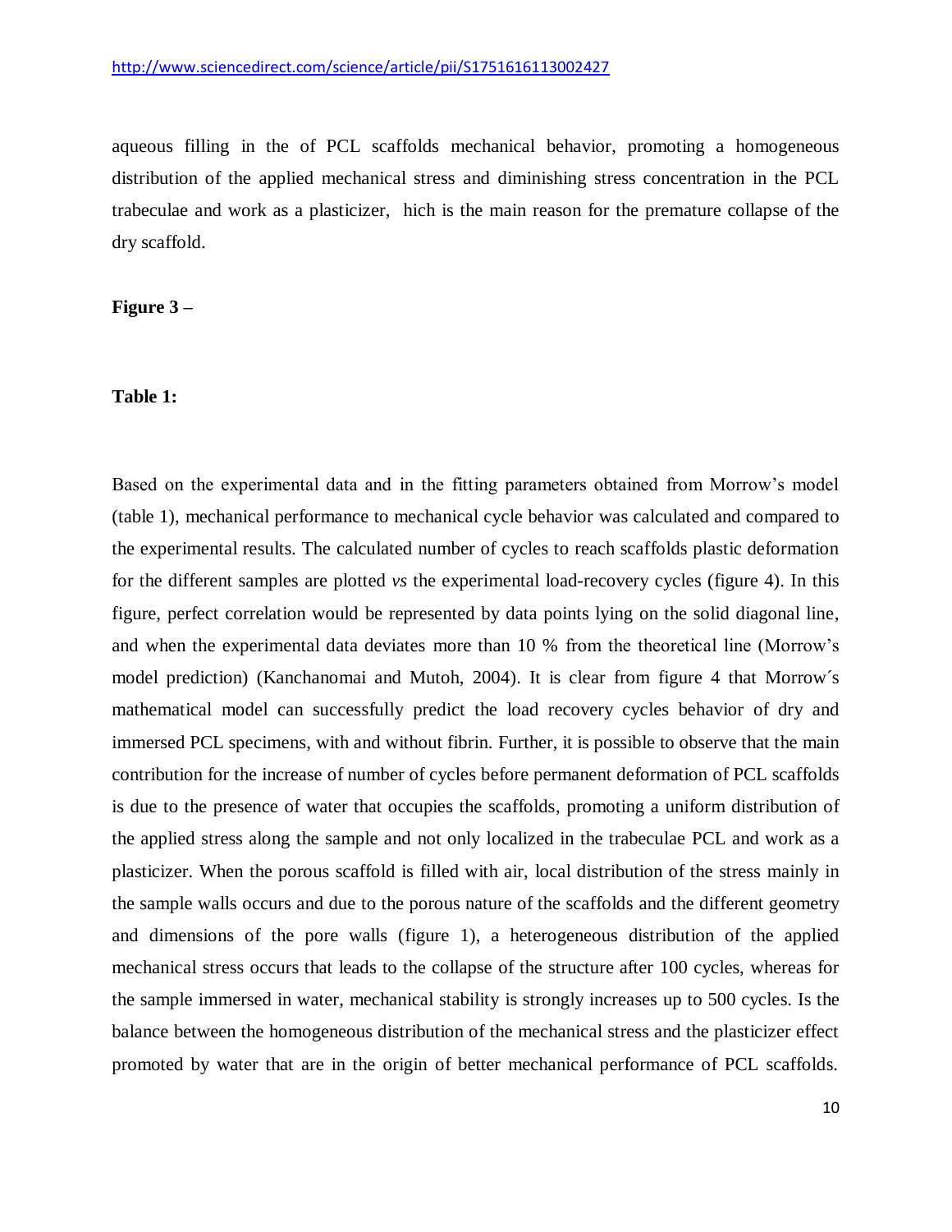aqueous filling in the of PCL scaffolds mechanical behavior, promoting a homogeneous distribution of the applied mechanical stress and diminishing stress concentration in the PCL trabeculae and work as a plasticizer, hich is the main reason for the premature collapse of the dry scaffold.

**Figure 3 –**

**Table 1:**

Based on the experimental data and in the fitting parameters obtained from Morrow's model (table 1), mechanical performance to mechanical cycle behavior was calculated and compared to the experimental results. The calculated number of cycles to reach scaffolds plastic deformation for the different samples are plotted *vs* the experimental load-recovery cycles (figure 4). In this figure, perfect correlation would be represented by data points lying on the solid diagonal line, and when the experimental data deviates more than 10 % from the theoretical line (Morrow's model prediction) (Kanchanomai and Mutoh, 2004). It is clear from figure 4 that Morrow´s mathematical model can successfully predict the load recovery cycles behavior of dry and immersed PCL specimens, with and without fibrin. Further, it is possible to observe that the main contribution for the increase of number of cycles before permanent deformation of PCL scaffolds is due to the presence of water that occupies the scaffolds, promoting a uniform distribution of the applied stress along the sample and not only localized in the trabeculae PCL and work as a plasticizer. When the porous scaffold is filled with air, local distribution of the stress mainly in the sample walls occurs and due to the porous nature of the scaffolds and the different geometry and dimensions of the pore walls (figure 1), a heterogeneous distribution of the applied mechanical stress occurs that leads to the collapse of the structure after 100 cycles, whereas for the sample immersed in water, mechanical stability is strongly increases up to 500 cycles. Is the balance between the homogeneous distribution of the mechanical stress and the plasticizer effect promoted by water that are in the origin of better mechanical performance of PCL scaffolds.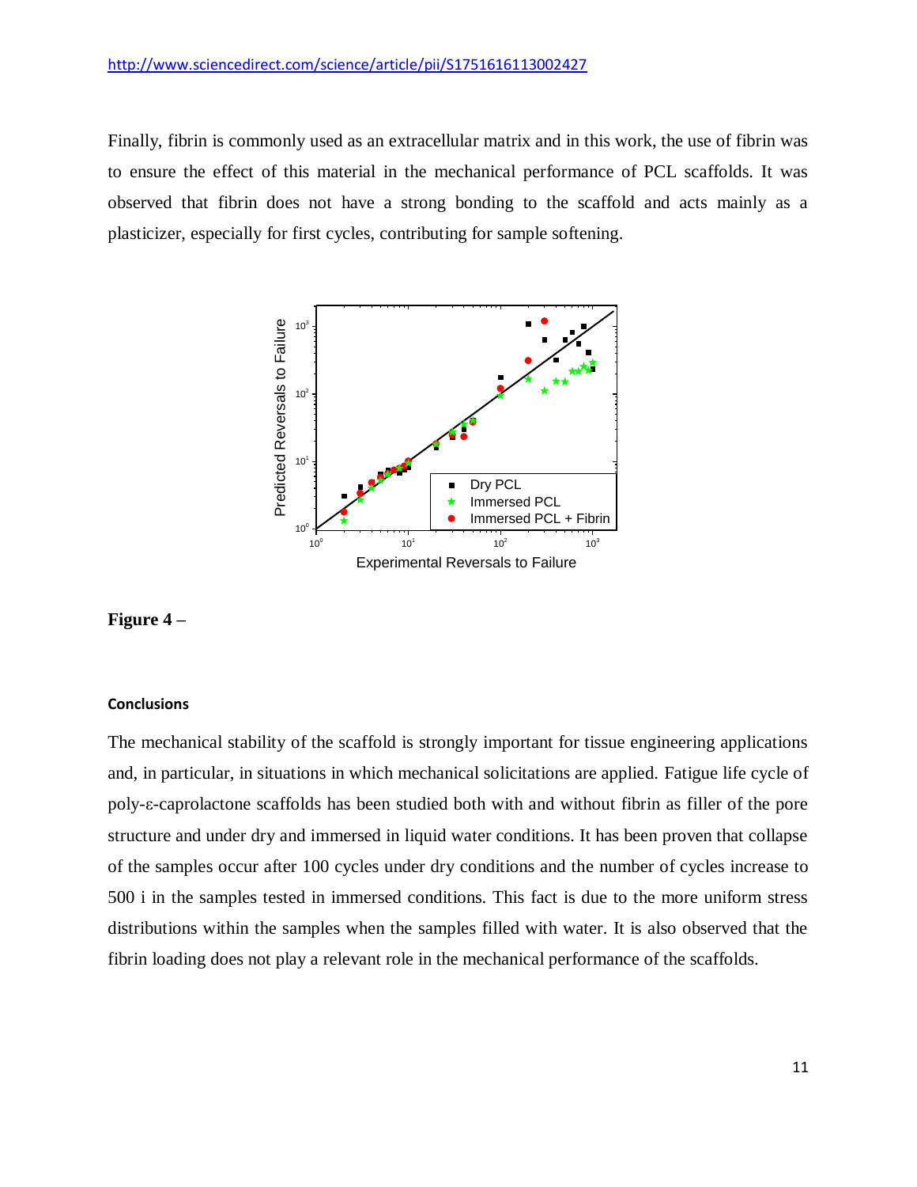http://www.sciencedirect.com/science/article/pii/S1751616113002427

Finally, fibrin is commonly used as an extracellular matrix and in this work, the use of fibrin was to ensure the effect of this material in the mechanical performance of PCL scaffolds. It was observed that fibrin does not have a strong bonding to the scaffold and acts mainly as a plasticizer, especially for first cycles, contributing for sample softening.

**Figure 4 –**

#### Conclusions

The mechanical stability of the scaffold is strongly important for tissue engineering applications and, in particular, in situations in which mechanical solicitations are applied. Fatigue life cycle of poly-ε-caprolactone scaffolds has been studied both with and without fibrin as filler of the pore structure and under dry and immersed in liquid water conditions. It has been proven that collapse of the samples occur after 100 cycles under dry conditions and the number of cycles increase to 500 i in the samples tested in immersed conditions. This fact is due to the more uniform stress distributions within the samples when the samples filled with water. It is also observed that the fibrin loading does not play a relevant role in the mechanical performance of the scaffolds.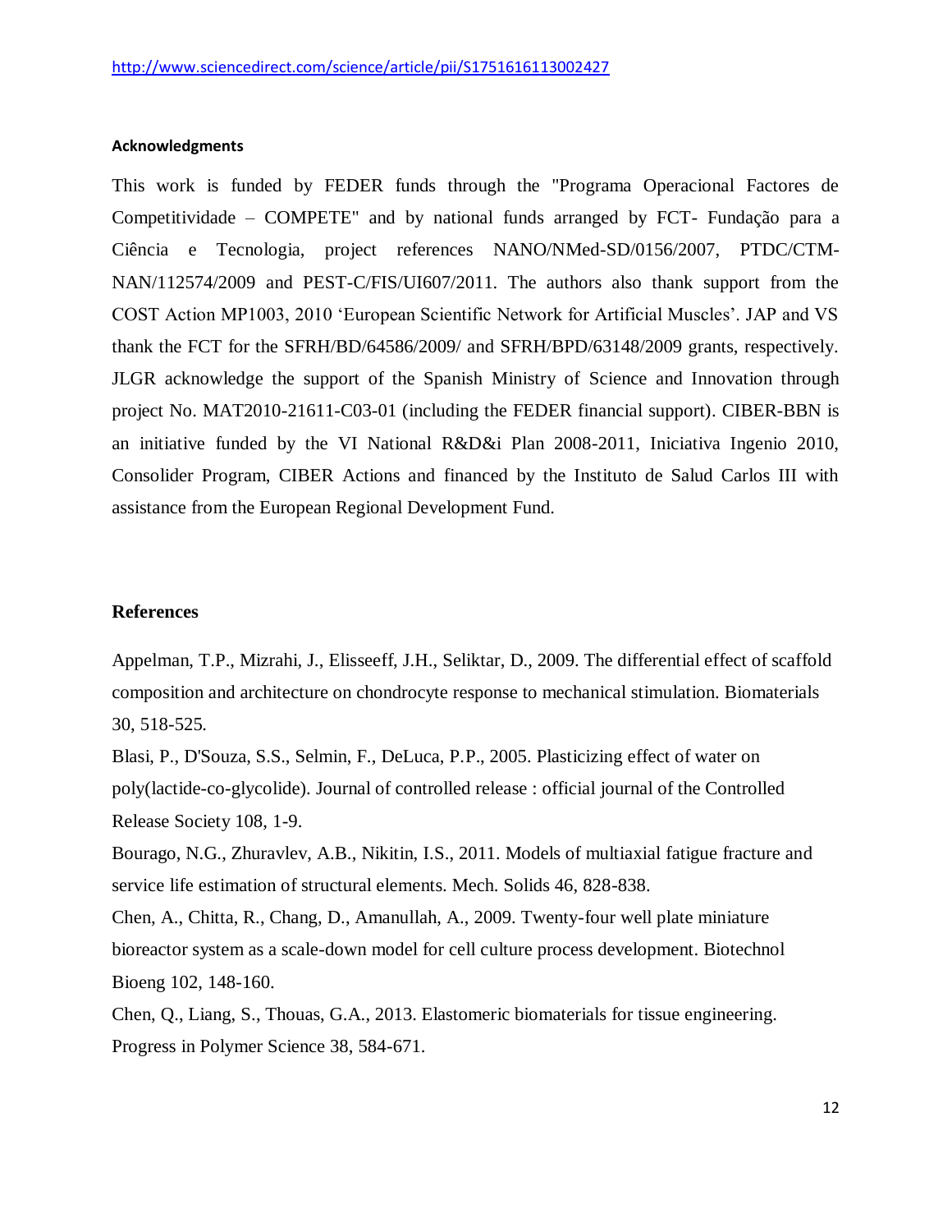http://www.sciencedirect.com/science/article/pii/S1751616113002427

#### Acknowledgments

This work is funded by FEDER funds through the "Programa Operacional Factores de Competitividade – COMPETE" and by national funds arranged by FCT- Fundação para a Ciência e Tecnologia, project references NANO/NMed-SD/0156/2007, PTDC/CTM-NAN/112574/2009 and PEST-C/FIS/UI607/2011. The authors also thank support from the COST Action MP1003, 2010 'European Scientific Network for Artificial Muscles'. JAP and VS thank the FCT for the SFRH/BD/64586/2009/ and SFRH/BPD/63148/2009 grants, respectively. JLGR acknowledge the support of the Spanish Ministry of Science and Innovation through project No. MAT2010-21611-C03-01 (including the FEDER financial support). CIBER-BBN is an initiative funded by the VI National R&D&i Plan 2008-2011, Iniciativa Ingenio 2010, Consolider Program, CIBER Actions and financed by the Instituto de Salud Carlos III with assistance from the European Regional Development Fund.

## References

Appelman, T.P., Mizrahi, J., Elisseeff, J.H., Seliktar, D., 2009. The differential effect of scaffold composition and architecture on chondrocyte response to mechanical stimulation. Biomaterials 30, 518-525.

Blasi, P., D'Souza, S.S., Selmin, F., DeLuca, P.P., 2005. Plasticizing effect of water on poly(lactide-co-glycolide). Journal of controlled release : official journal of the Controlled Release Society 108, 1-9.

Bourago, N.G., Zhuravlev, A.B., Nikitin, I.S., 2011. Models of multiaxial fatigue fracture and service life estimation of structural elements. Mech. Solids 46, 828-838.

Chen, A., Chitta, R., Chang, D., Amanullah, A., 2009. Twenty-four well plate miniature bioreactor system as a scale-down model for cell culture process development. Biotechnol Bioeng 102, 148-160.

Chen, Q., Liang, S., Thouas, G.A., 2013. Elastomeric biomaterials for tissue engineering. Progress in Polymer Science 38, 584-671.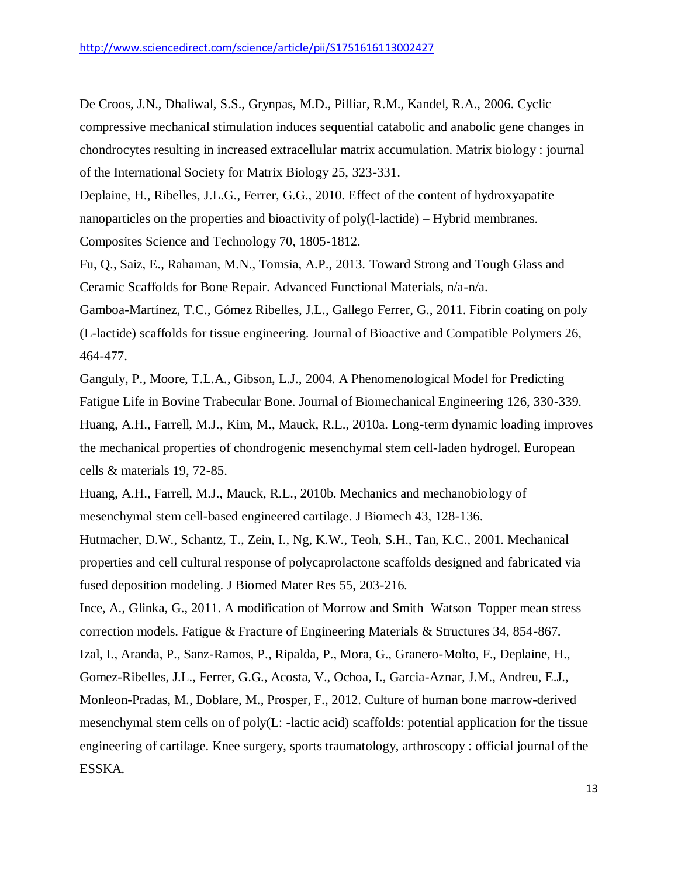De Croos, J.N., Dhaliwal, S.S., Grynpas, M.D., Pilliar, R.M., Kandel, R.A., 2006. Cyclic compressive mechanical stimulation induces sequential catabolic and anabolic gene changes in chondrocytes resulting in increased extracellular matrix accumulation. Matrix biology : journal of the International Society for Matrix Biology 25, 323-331.

Deplaine, H., Ribelles, J.L.G., Ferrer, G.G., 2010. Effect of the content of hydroxyapatite nanoparticles on the properties and bioactivity of poly(l-lactide) – Hybrid membranes. Composites Science and Technology 70, 1805-1812.

Fu, Q., Saiz, E., Rahaman, M.N., Tomsia, A.P., 2013. Toward Strong and Tough Glass and Ceramic Scaffolds for Bone Repair. Advanced Functional Materials, n/a-n/a.

Gamboa-Martínez, T.C., Gómez Ribelles, J.L., Gallego Ferrer, G., 2011. Fibrin coating on poly (L-lactide) scaffolds for tissue engineering. Journal of Bioactive and Compatible Polymers 26, 464-477.

Ganguly, P., Moore, T.L.A., Gibson, L.J., 2004. A Phenomenological Model for Predicting Fatigue Life in Bovine Trabecular Bone. Journal of Biomechanical Engineering 126, 330-339.

Huang, A.H., Farrell, M.J., Kim, M., Mauck, R.L., 2010a. Long-term dynamic loading improves the mechanical properties of chondrogenic mesenchymal stem cell-laden hydrogel. European cells & materials 19, 72-85.

Huang, A.H., Farrell, M.J., Mauck, R.L., 2010b. Mechanics and mechanobiology of mesenchymal stem cell-based engineered cartilage. J Biomech 43, 128-136.

Hutmacher, D.W., Schantz, T., Zein, I., Ng, K.W., Teoh, S.H., Tan, K.C., 2001. Mechanical properties and cell cultural response of polycaprolactone scaffolds designed and fabricated via fused deposition modeling. J Biomed Mater Res 55, 203-216.

Ince, A., Glinka, G., 2011. A modification of Morrow and Smith–Watson–Topper mean stress correction models. Fatigue & Fracture of Engineering Materials & Structures 34, 854-867.

Izal, I., Aranda, P., Sanz-Ramos, P., Ripalda, P., Mora, G., Granero-Molto, F., Deplaine, H., Gomez-Ribelles, J.L., Ferrer, G.G., Acosta, V., Ochoa, I., Garcia-Aznar, J.M., Andreu, E.J., Monleon-Pradas, M., Doblare, M., Prosper, F., 2012. Culture of human bone marrow-derived mesenchymal stem cells on of poly(L: -lactic acid) scaffolds: potential application for the tissue engineering of cartilage. Knee surgery, sports traumatology, arthroscopy : official journal of the ESSKA.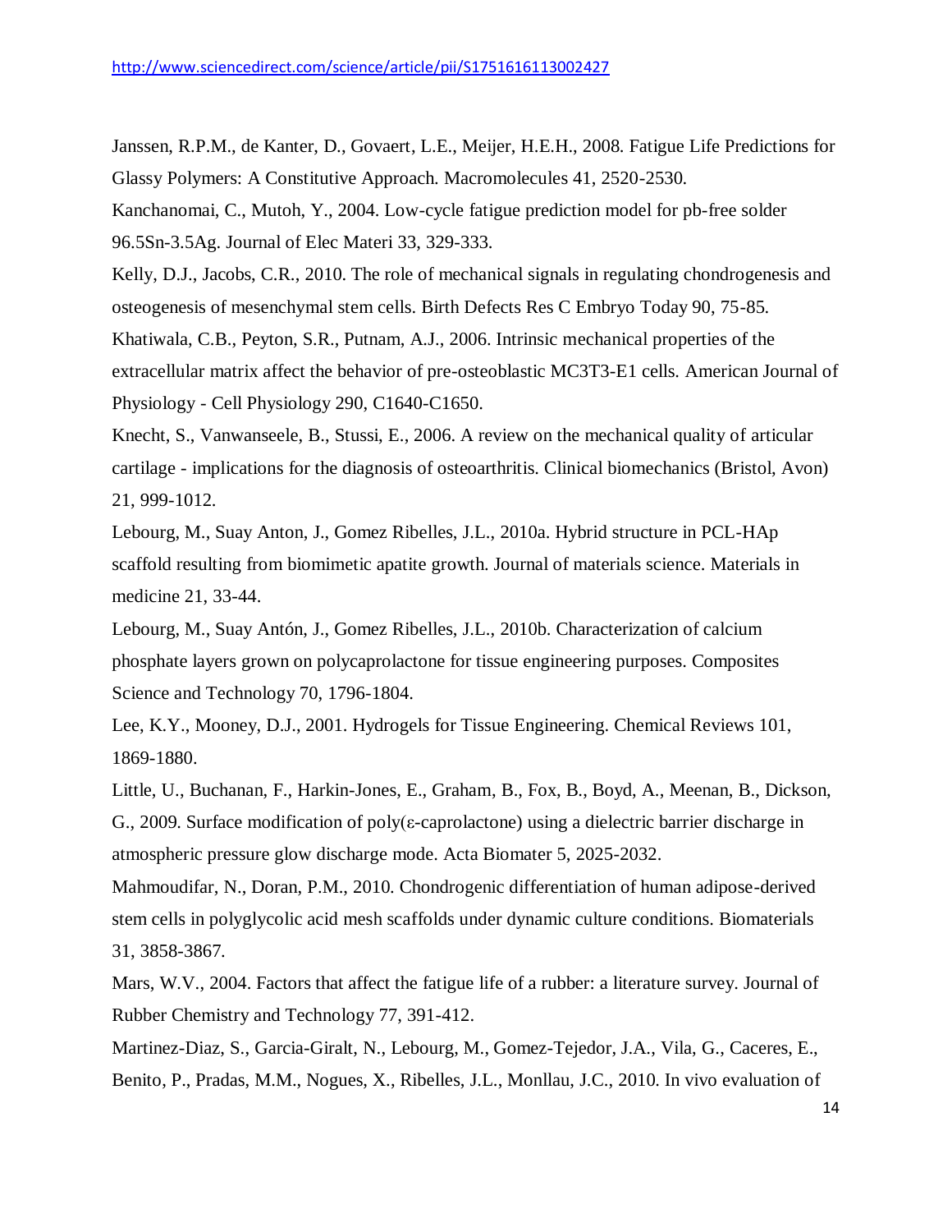http://www.sciencedirect.com/science/article/pii/S1751616113002427

Janssen, R.P.M., de Kanter, D., Govaert, L.E., Meijer, H.E.H., 2008. Fatigue Life Predictions for Glassy Polymers: A Constitutive Approach. Macromolecules 41, 2520-2530.

Kanchanomai, C., Mutoh, Y., 2004. Low-cycle fatigue prediction model for pb-free solder 96.5Sn-3.5Ag. Journal of Elec Materi 33, 329-333.

Kelly, D.J., Jacobs, C.R., 2010. The role of mechanical signals in regulating chondrogenesis and osteogenesis of mesenchymal stem cells. Birth Defects Res C Embryo Today 90, 75-85.

Khatiwala, C.B., Peyton, S.R., Putnam, A.J., 2006. Intrinsic mechanical properties of the extracellular matrix affect the behavior of pre-osteoblastic MC3T3-E1 cells. American Journal of Physiology - Cell Physiology 290, C1640-C1650.

Knecht, S., Vanwanseele, B., Stussi, E., 2006. A review on the mechanical quality of articular cartilage - implications for the diagnosis of osteoarthritis. Clinical biomechanics (Bristol, Avon) 21, 999-1012.

Lebourg, M., Suay Anton, J., Gomez Ribelles, J.L., 2010a. Hybrid structure in PCL-HAp scaffold resulting from biomimetic apatite growth. Journal of materials science. Materials in medicine 21, 33-44.

Lebourg, M., Suay Antón, J., Gomez Ribelles, J.L., 2010b. Characterization of calcium phosphate layers grown on polycaprolactone for tissue engineering purposes. Composites Science and Technology 70, 1796-1804.

Lee, K.Y., Mooney, D.J., 2001. Hydrogels for Tissue Engineering. Chemical Reviews 101, 1869-1880.

Little, U., Buchanan, F., Harkin-Jones, E., Graham, B., Fox, B., Boyd, A., Meenan, B., Dickson, G., 2009. Surface modification of poly(ε-caprolactone) using a dielectric barrier discharge in atmospheric pressure glow discharge mode. Acta Biomater 5, 2025-2032.

Mahmoudifar, N., Doran, P.M., 2010. Chondrogenic differentiation of human adipose-derived stem cells in polyglycolic acid mesh scaffolds under dynamic culture conditions. Biomaterials 31, 3858-3867.

Mars, W.V., 2004. Factors that affect the fatigue life of a rubber: a literature survey. Journal of Rubber Chemistry and Technology 77, 391-412.

Martinez-Diaz, S., Garcia-Giralt, N., Lebourg, M., Gomez-Tejedor, J.A., Vila, G., Caceres, E., Benito, P., Pradas, M.M., Nogues, X., Ribelles, J.L., Monllau, J.C., 2010. In vivo evaluation of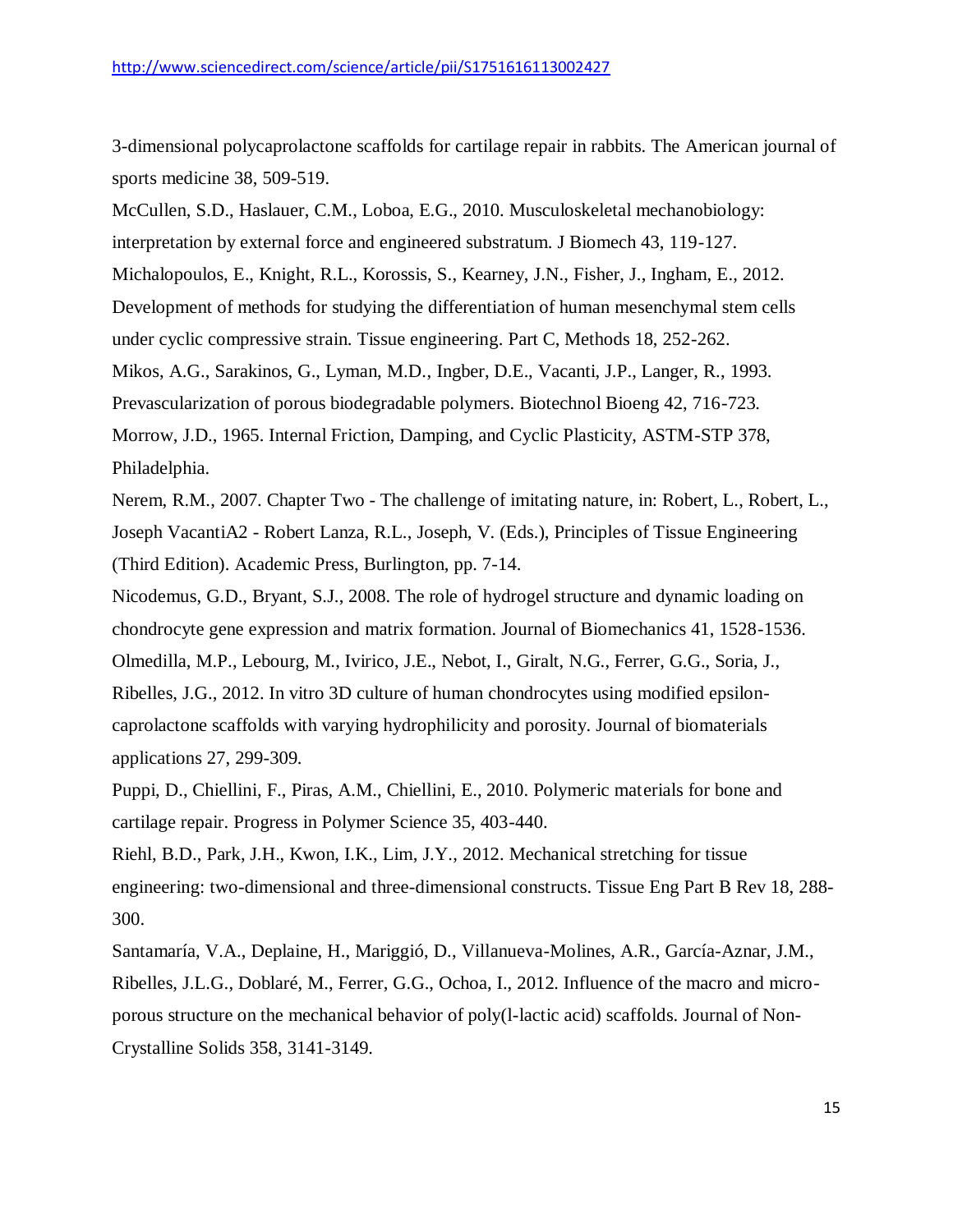3-dimensional polycaprolactone scaffolds for cartilage repair in rabbits. The American journal of sports medicine 38, 509-519.

McCullen, S.D., Haslauer, C.M., Loboa, E.G., 2010. Musculoskeletal mechanobiology: interpretation by external force and engineered substratum. J Biomech 43, 119-127.

Michalopoulos, E., Knight, R.L., Korossis, S., Kearney, J.N., Fisher, J., Ingham, E., 2012. Development of methods for studying the differentiation of human mesenchymal stem cells under cyclic compressive strain. Tissue engineering. Part C, Methods 18, 252-262.

Mikos, A.G., Sarakinos, G., Lyman, M.D., Ingber, D.E., Vacanti, J.P., Langer, R., 1993. Prevascularization of porous biodegradable polymers. Biotechnol Bioeng 42, 716-723.

Morrow, J.D., 1965. Internal Friction, Damping, and Cyclic Plasticity, ASTM-STP 378, Philadelphia.

Nerem, R.M., 2007. Chapter Two - The challenge of imitating nature, in: Robert, L., Robert, L., Joseph VacantiA2 - Robert Lanza, R.L., Joseph, V. (Eds.), Principles of Tissue Engineering (Third Edition). Academic Press, Burlington, pp. 7-14.

Nicodemus, G.D., Bryant, S.J., 2008. The role of hydrogel structure and dynamic loading on chondrocyte gene expression and matrix formation. Journal of Biomechanics 41, 1528-1536.

Olmedilla, M.P., Lebourg, M., Ivirico, J.E., Nebot, I., Giralt, N.G., Ferrer, G.G., Soria, J., Ribelles, J.G., 2012. In vitro 3D culture of human chondrocytes using modified epsilon-caprolactone scaffolds with varying hydrophilicity and porosity. Journal of biomaterials applications 27, 299-309.

Puppi, D., Chiellini, F., Piras, A.M., Chiellini, E., 2010. Polymeric materials for bone and cartilage repair. Progress in Polymer Science 35, 403-440.

Riehl, B.D., Park, J.H., Kwon, I.K., Lim, J.Y., 2012. Mechanical stretching for tissue engineering: two-dimensional and three-dimensional constructs. Tissue Eng Part B Rev 18, 288-300.

Santamaría, V.A., Deplaine, H., Mariggió, D., Villanueva-Molines, A.R., García-Aznar, J.M., Ribelles, J.L.G., Doblaré, M., Ferrer, G.G., Ochoa, I., 2012. Influence of the macro and micro-porous structure on the mechanical behavior of poly(l-lactic acid) scaffolds. Journal of Non-Crystalline Solids 358, 3141-3149.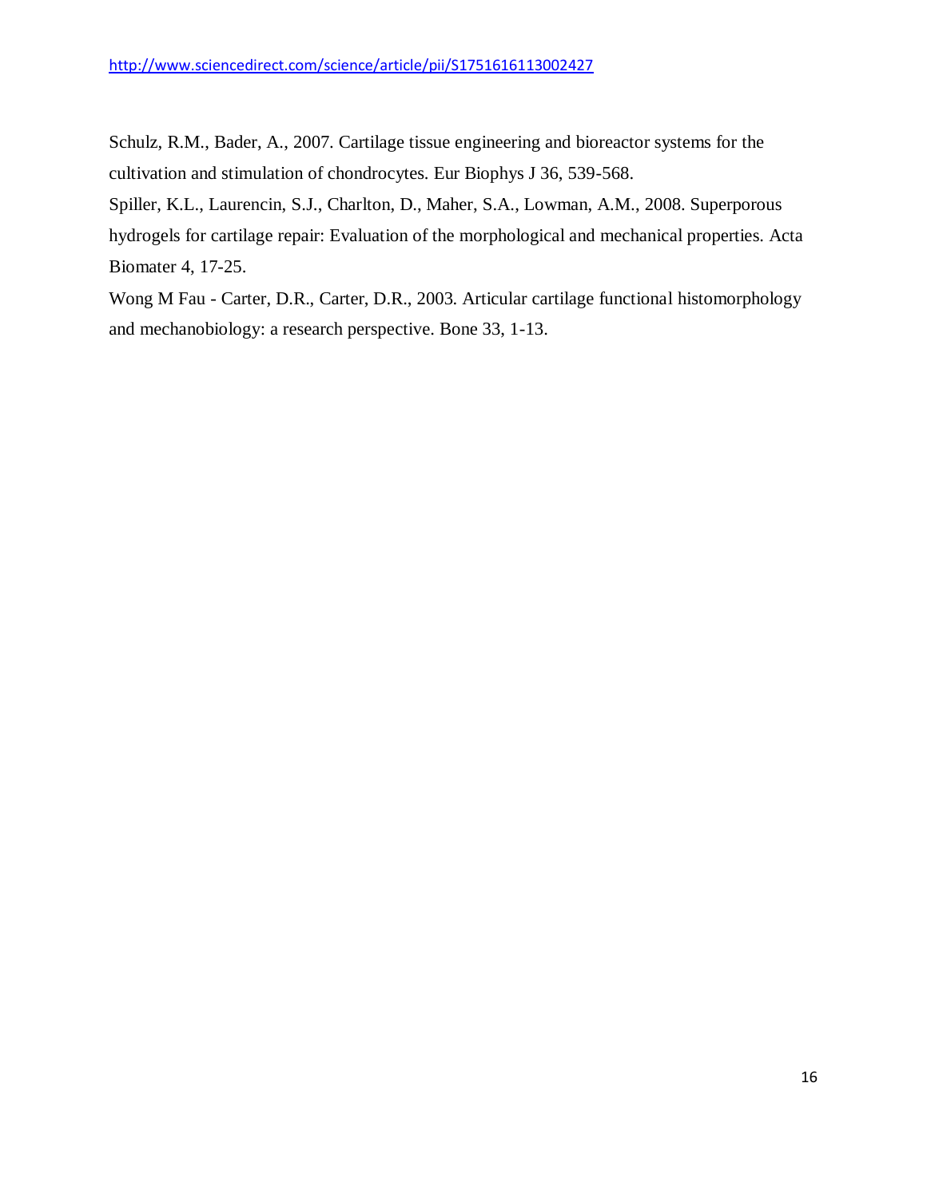Schulz, R.M., Bader, A., 2007. Cartilage tissue engineering and bioreactor systems for the cultivation and stimulation of chondrocytes. Eur Biophys J 36, 539-568.

Spiller, K.L., Laurencin, S.J., Charlton, D., Maher, S.A., Lowman, A.M., 2008. Superporous hydrogels for cartilage repair: Evaluation of the morphological and mechanical properties. Acta Biomater 4, 17-25.

Wong M Fau - Carter, D.R., Carter, D.R., 2003. Articular cartilage functional histomorphology and mechanobiology: a research perspective. Bone 33, 1-13.